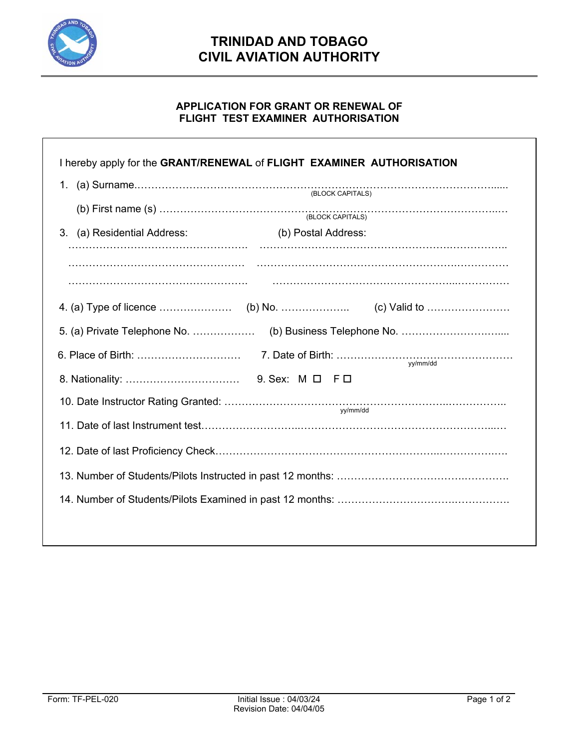# TRINIDAD AND TOBAGO
# CIVIL AVIATION AUTHORITY

## APPLICATION FOR GRANT OR RENEWAL OF FLIGHT TEST EXAMINER AUTHORISATION

I hereby apply for the **GRANT/RENEWAL** of **FLIGHT EXAMINER AUTHORISATION**

1. (a) Surname…………………………………………………………………………………………………...
(BLOCK CAPITALS)

   (b) First name (s) ………………………………………………………………………………………….…
(BLOCK CAPITALS)

3. (a) Residential Address: (b) Postal Address:

……………………………………………… ……………………………………………………………..

……………………………………………… ……………………………………………………………

……………………………………………… ……………………………………………………………

4. (a) Type of licence ………………… (b) No. ……………….. (c) Valid to ……………………

5. (a) Private Telephone No. ……………… (b) Business Telephone No. …………………….…...

6. Place of Birth: ………………………… 7. Date of Birth: ……………………………………………
yy/mm/dd

8. Nationality: …………………………… 9. Sex: M ☐ F ☐

10. Date Instructor Rating Granted: ……………………………………………………….……………..
yy/mm/dd

11. Date of last Instrument test…………………….…………………………………………………...…

12. Date of last Proficiency Check……………………………………………………….……………….

13. Number of Students/Pilots Instructed in past 12 months: …………………………….………….

14. Number of Students/Pilots Examined in past 12 months: …………………………….………….

Form: TF-PEL-020 Initial Issue : 04/03/24 Revision Date: 04/04/05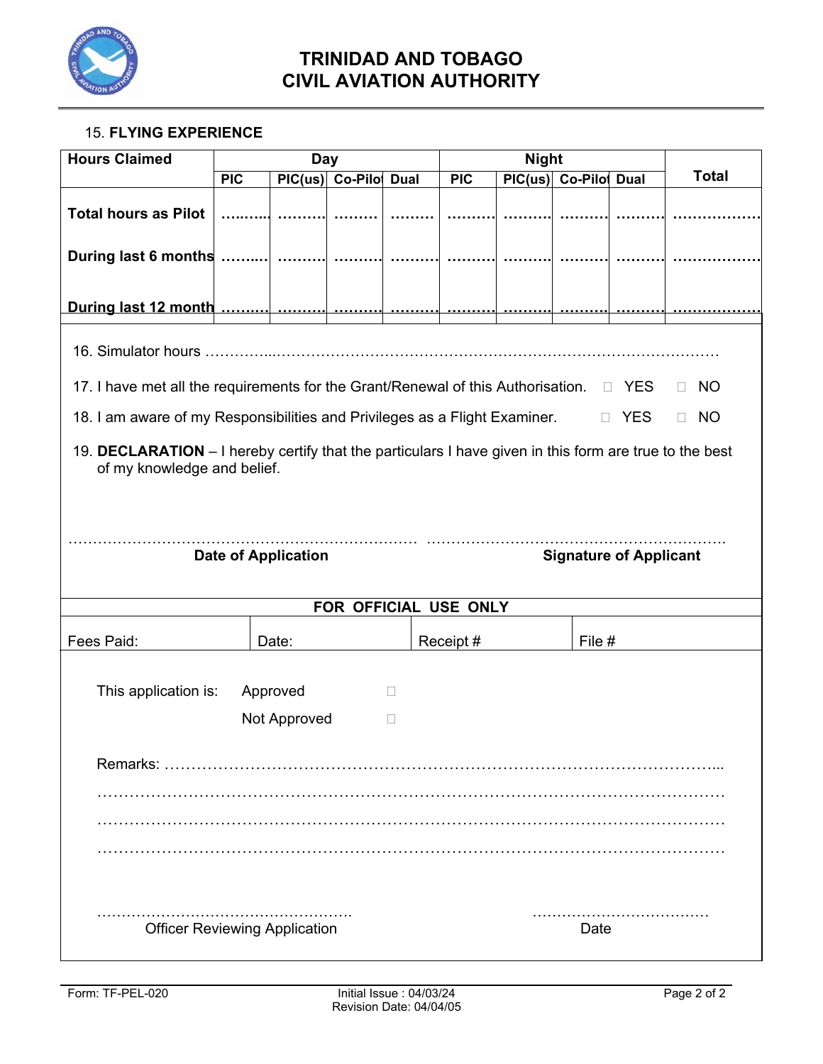# TRINIDAD AND TOBAGO CIVIL AVIATION AUTHORITY

15. **FLYING EXPERIENCE**

| Hours Claimed | Day | | | | Night | | | | Total |
|---|---|---|---|---|---|---|---|---|---|
| | PIC | PIC(us) | Co-Pilot | Dual | PIC | PIC(us) | Co-Pilot | Dual | |
| Total hours as Pilot | ……… | ……… | ……… | ……… | ……… | ……… | ……… | ……… | ……………… |
| During last 6 months | ……… | ……… | ……… | ……… | ……… | ……… | ……… | ……… | ……………… |
| During last 12 month | ……… | ……… | ……… | ……… | ……… | ……… | ……… | ……… | ……………… |

16. Simulator hours ……………………………………………………………………………………

17. I have met all the requirements for the Grant/Renewal of this Authorisation. ☐ YES ☐ NO

18. I am aware of my Responsibilities and Privileges as a Flight Examiner. ☐ YES ☐ NO

19. **DECLARATION** – I hereby certify that the particulars I have given in this form are true to the best of my knowledge and belief.

…………………………………………………………… ……………………………………………………

**Date of Application** **Signature of Applicant**

**FOR OFFICIAL USE ONLY**

| Fees Paid: | Date: | Receipt # | File # |
|---|---|---|---|

This application is: Approved ☐

Not Approved ☐

Remarks: ……………………………………………………………………………………………...

…………………………………………………………………………………………………………

…………………………………………………………………………………………………………

…………………………………………………………………………………………………………

…………………………………………… ………………………………

Officer Reviewing Application Date

Form: TF-PEL-020

Initial Issue : 04/03/24
Revision Date: 04/04/05